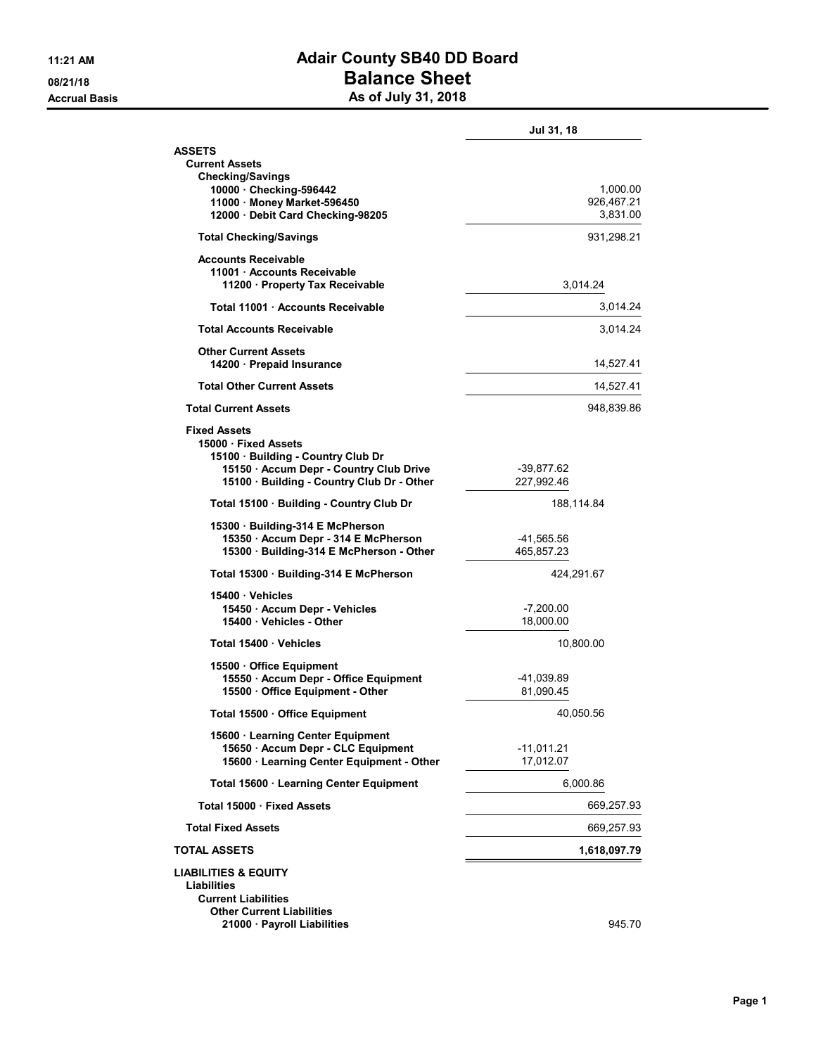# Adair County SB40 DD Board
## Balance Sheet
### As of July 31, 2018

11:21 AM
08/21/18
Accrual Basis

| | | Jul 31, 18 |
|---|---|---|
| **ASSETS** | | |
| **Current Assets** | | |
| **Checking/Savings** | | |
| 10000 · Checking-596442 | | 1,000.00 |
| 11000 · Money Market-596450 | | 926,467.21 |
| 12000 · Debit Card Checking-98205 | | 3,831.00 |
| **Total Checking/Savings** | | 931,298.21 |
| **Accounts Receivable** | | |
| 11001 · Accounts Receivable | | |
| 11200 · Property Tax Receivable | 3,014.24 | |
| **Total 11001 · Accounts Receivable** | | 3,014.24 |
| **Total Accounts Receivable** | | 3,014.24 |
| **Other Current Assets** | | |
| 14200 · Prepaid Insurance | | 14,527.41 |
| **Total Other Current Assets** | | 14,527.41 |
| **Total Current Assets** | | 948,839.86 |
| **Fixed Assets** | | |
| 15000 · Fixed Assets | | |
| 15100 · Building - Country Club Dr | | |
| 15150 · Accum Depr - Country Club Drive | -39,877.62 | |
| 15100 · Building - Country Club Dr - Other | 227,992.46 | |
| **Total 15100 · Building - Country Club Dr** | 188,114.84 | |
| 15300 · Building-314 E McPherson | | |
| 15350 · Accum Depr - 314 E McPherson | -41,565.56 | |
| 15300 · Building-314 E McPherson - Other | 465,857.23 | |
| **Total 15300 · Building-314 E McPherson** | 424,291.67 | |
| 15400 · Vehicles | | |
| 15450 · Accum Depr - Vehicles | -7,200.00 | |
| 15400 · Vehicles - Other | 18,000.00 | |
| **Total 15400 · Vehicles** | 10,800.00 | |
| 15500 · Office Equipment | | |
| 15550 · Accum Depr - Office Equipment | -41,039.89 | |
| 15500 · Office Equipment - Other | 81,090.45 | |
| **Total 15500 · Office Equipment** | 40,050.56 | |
| 15600 · Learning Center Equipment | | |
| 15650 · Accum Depr - CLC Equipment | -11,011.21 | |
| 15600 · Learning Center Equipment - Other | 17,012.07 | |
| **Total 15600 · Learning Center Equipment** | 6,000.86 | |
| **Total 15000 · Fixed Assets** | | 669,257.93 |
| **Total Fixed Assets** | | 669,257.93 |
| **TOTAL ASSETS** | | **1,618,097.79** |
| **LIABILITIES & EQUITY** | | |
| **Liabilities** | | |
| **Current Liabilities** | | |
| **Other Current Liabilities** | | |
| 21000 · Payroll Liabilities | | 945.70 |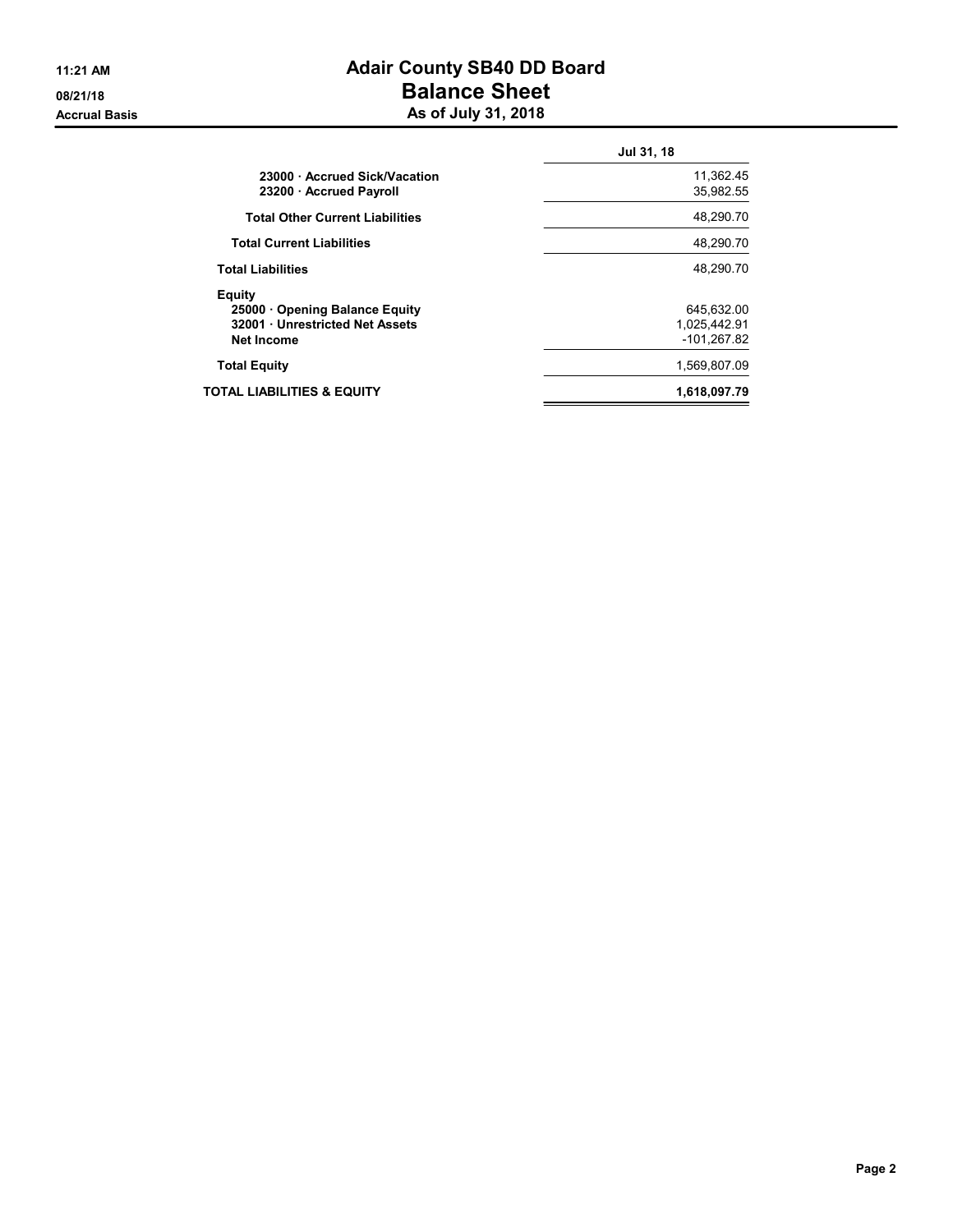# Adair County SB40 DD Board
## Balance Sheet
### As of July 31, 2018

11:21 AM
08/21/18
Accrual Basis

| | Jul 31, 18 |
|---|---|
| 23000 · Accrued Sick/Vacation | 11,362.45 |
| 23200 · Accrued Payroll | 35,982.55 |
| **Total Other Current Liabilities** | 48,290.70 |
| **Total Current Liabilities** | 48,290.70 |
| **Total Liabilities** | 48,290.70 |
| **Equity** | |
| 25000 · Opening Balance Equity | 645,632.00 |
| 32001 · Unrestricted Net Assets | 1,025,442.91 |
| Net Income | -101,267.82 |
| **Total Equity** | 1,569,807.09 |
| **TOTAL LIABILITIES & EQUITY** | **1,618,097.79** |